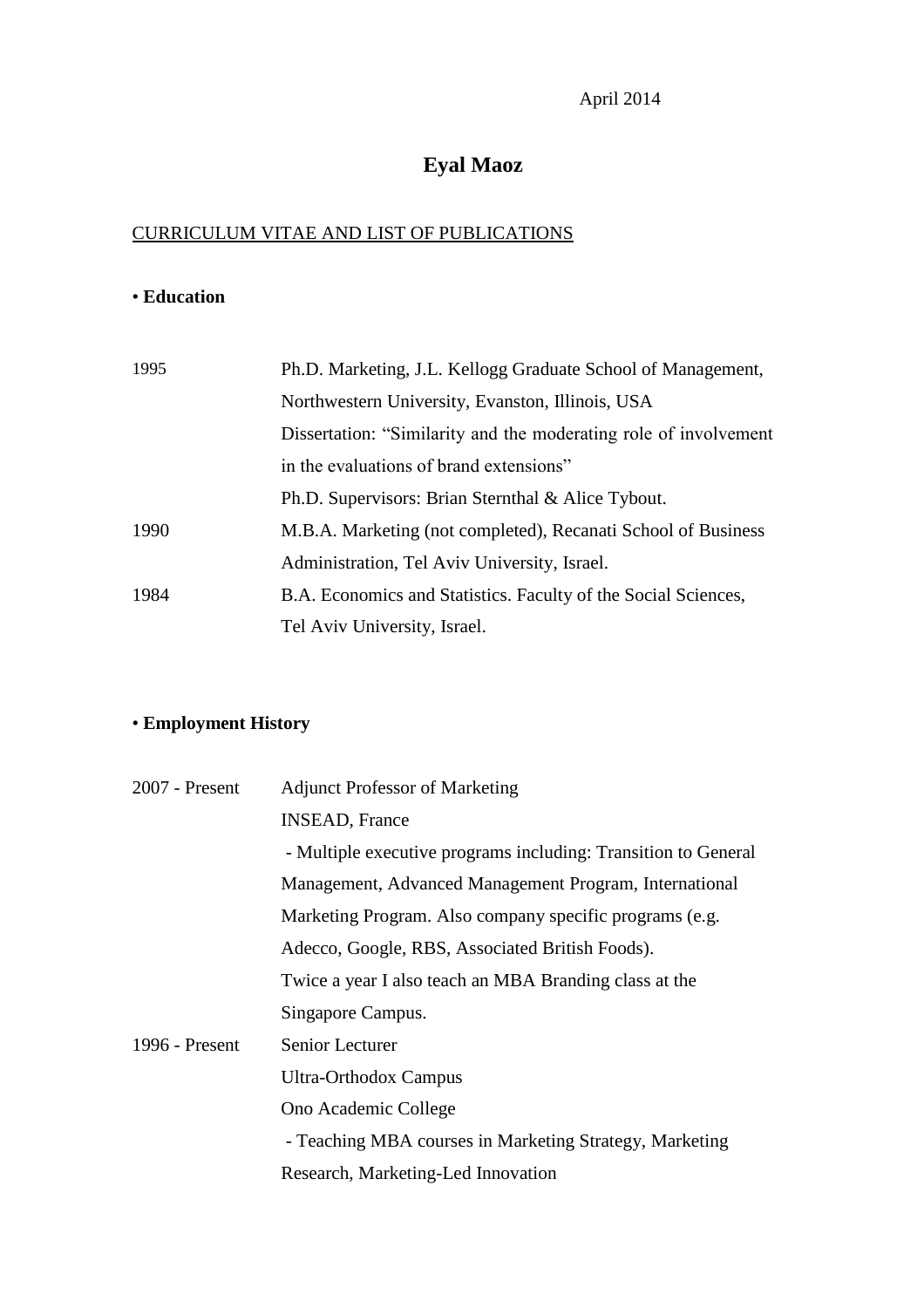April 2014

# Eyal Maoz

## CURRICULUM VITAE AND LIST OF PUBLICATIONS

### • Education

| | |
|---|---|
| 1995 | Ph.D. Marketing, J.L. Kellogg Graduate School of Management, Northwestern University, Evanston, Illinois, USA<br>Dissertation: "Similarity and the moderating role of involvement in the evaluations of brand extensions"<br>Ph.D. Supervisors: Brian Sternthal & Alice Tybout. |
| 1990 | M.B.A. Marketing (not completed), Recanati School of Business Administration, Tel Aviv University, Israel. |
| 1984 | B.A. Economics and Statistics. Faculty of the Social Sciences, Tel Aviv University, Israel. |

### • Employment History

| | |
|---|---|
| 2007 - Present | Adjunct Professor of Marketing<br>INSEAD, France<br>- Multiple executive programs including: Transition to General Management, Advanced Management Program, International Marketing Program. Also company specific programs (e.g. Adecco, Google, RBS, Associated British Foods).<br>Twice a year I also teach an MBA Branding class at the Singapore Campus. |
| 1996 - Present | Senior Lecturer<br>Ultra-Orthodox Campus<br>Ono Academic College<br>- Teaching MBA courses in Marketing Strategy, Marketing Research, Marketing-Led Innovation |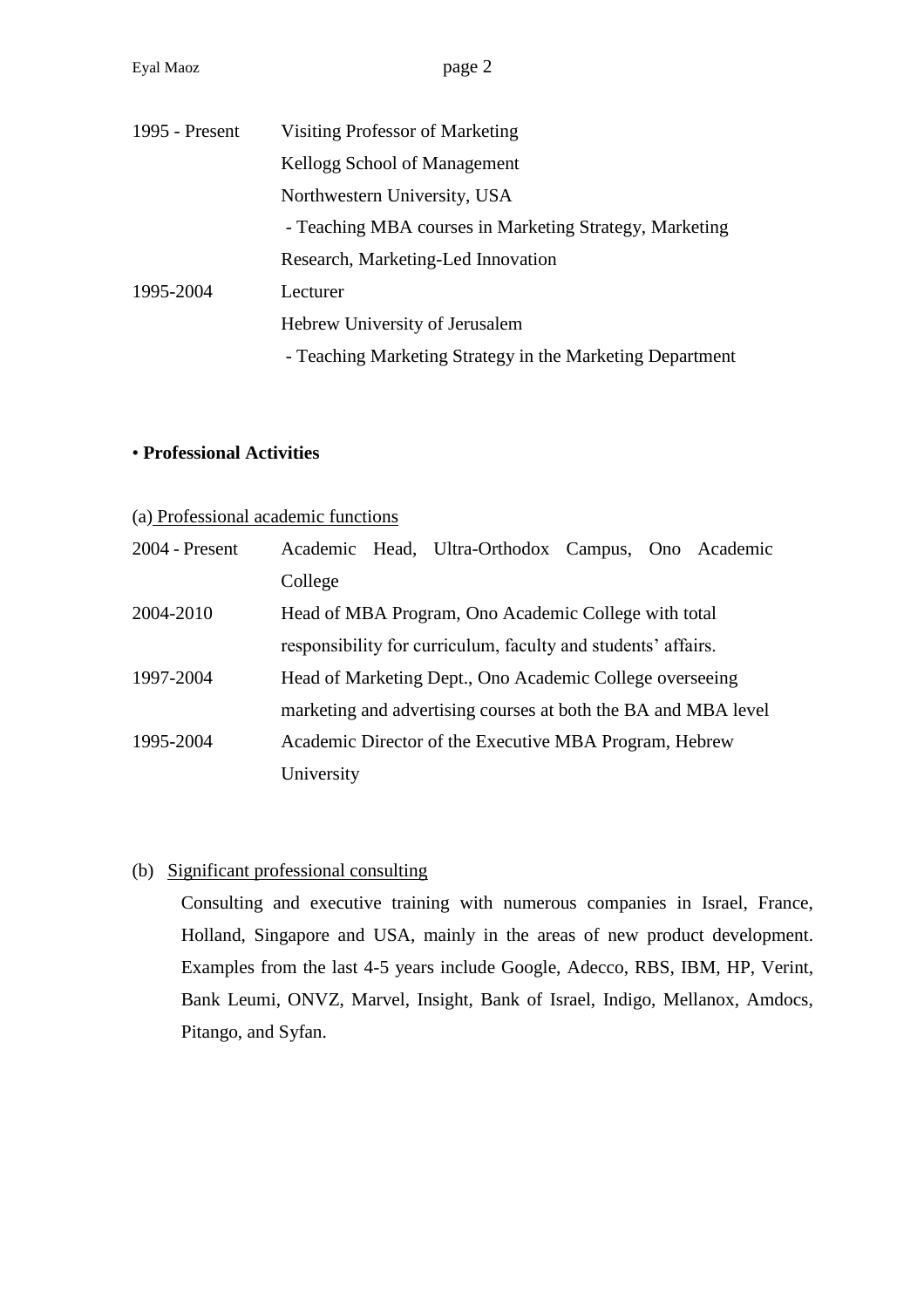1995 - Present Visiting Professor of Marketing
Kellogg School of Management
Northwestern University, USA
- Teaching MBA courses in Marketing Strategy, Marketing Research, Marketing-Led Innovation

1995-2004 Lecturer
Hebrew University of Jerusalem
- Teaching Marketing Strategy in the Marketing Department

• **Professional Activities**

(a) Professional academic functions

2004 - Present Academic Head, Ultra-Orthodox Campus, Ono Academic College

2004-2010 Head of MBA Program, Ono Academic College with total responsibility for curriculum, faculty and students' affairs.

1997-2004 Head of Marketing Dept., Ono Academic College overseeing marketing and advertising courses at both the BA and MBA level

1995-2004 Academic Director of the Executive MBA Program, Hebrew University

(b) Significant professional consulting

Consulting and executive training with numerous companies in Israel, France, Holland, Singapore and USA, mainly in the areas of new product development. Examples from the last 4-5 years include Google, Adecco, RBS, IBM, HP, Verint, Bank Leumi, ONVZ, Marvel, Insight, Bank of Israel, Indigo, Mellanox, Amdocs, Pitango, and Syfan.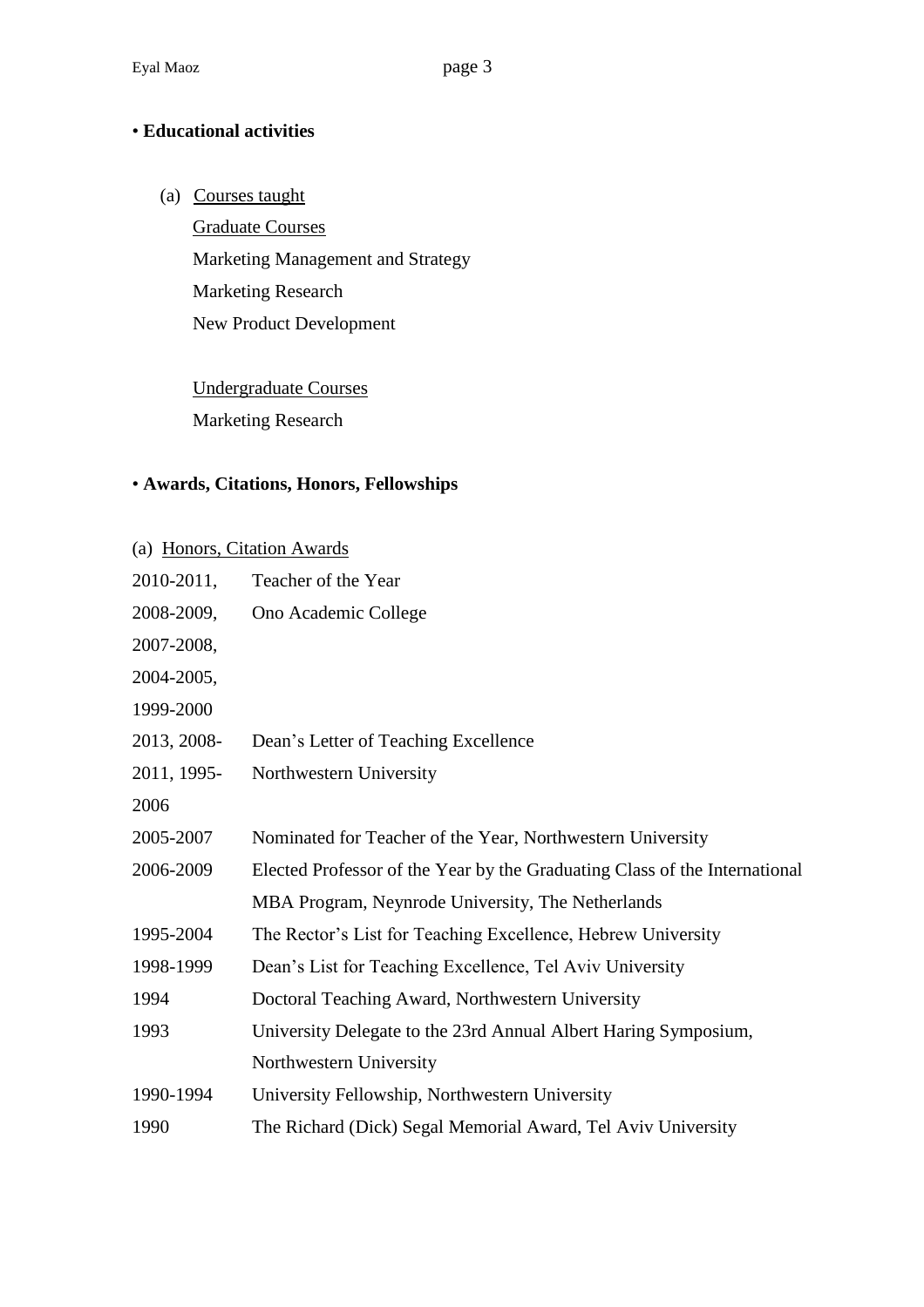• **Educational activities**

(a) Courses taught

Graduate Courses

Marketing Management and Strategy

Marketing Research

New Product Development

Undergraduate Courses

Marketing Research

• **Awards, Citations, Honors, Fellowships**

(a) Honors, Citation Awards

| | |
|---|---|
| 2010-2011, 2008-2009, 2007-2008, 2004-2005, 1999-2000 | Teacher of the Year Ono Academic College |
| 2013, 2008-2011, 1995-2006 | Dean's Letter of Teaching Excellence Northwestern University |
| 2005-2007 | Nominated for Teacher of the Year, Northwestern University |
| 2006-2009 | Elected Professor of the Year by the Graduating Class of the International MBA Program, Neynrode University, The Netherlands |
| 1995-2004 | The Rector's List for Teaching Excellence, Hebrew University |
| 1998-1999 | Dean's List for Teaching Excellence, Tel Aviv University |
| 1994 | Doctoral Teaching Award, Northwestern University |
| 1993 | University Delegate to the 23rd Annual Albert Haring Symposium, Northwestern University |
| 1990-1994 | University Fellowship, Northwestern University |
| 1990 | The Richard (Dick) Segal Memorial Award, Tel Aviv University |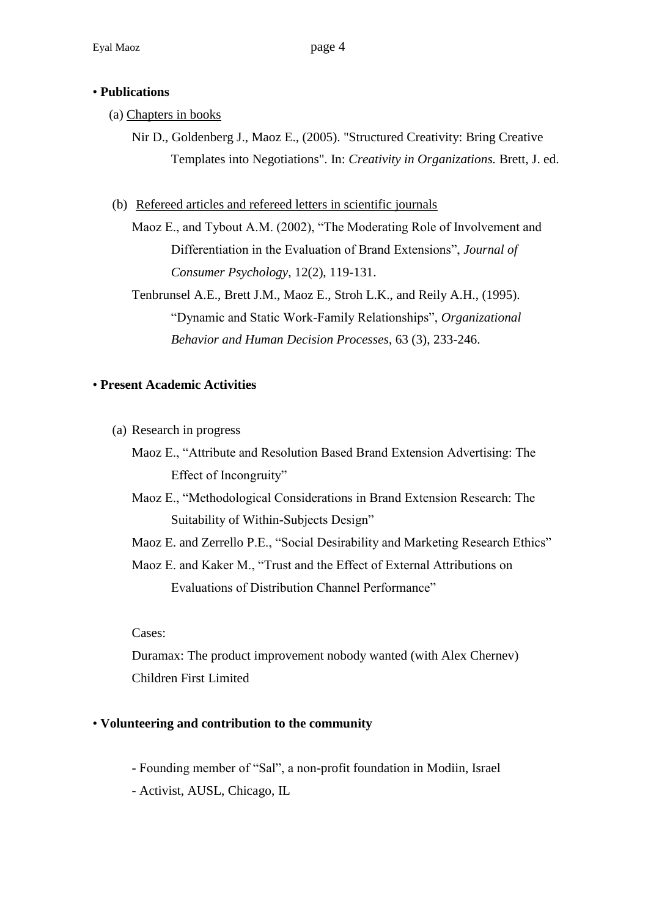- **Publications**

  (a) Chapters in books

  Nir D., Goldenberg J., Maoz E., (2005). "Structured Creativity: Bring Creative Templates into Negotiations". In: *Creativity in Organizations.* Brett, J. ed.

  (b) Refereed articles and refereed letters in scientific journals

  Maoz E., and Tybout A.M. (2002), "The Moderating Role of Involvement and Differentiation in the Evaluation of Brand Extensions", *Journal of Consumer Psychology*, 12(2), 119-131.

  Tenbrunsel A.E., Brett J.M., Maoz E., Stroh L.K., and Reily A.H., (1995). "Dynamic and Static Work-Family Relationships", *Organizational Behavior and Human Decision Processes*, 63 (3), 233-246.

- **Present Academic Activities**

  (a) Research in progress

  Maoz E., "Attribute and Resolution Based Brand Extension Advertising: The Effect of Incongruity"

  Maoz E., "Methodological Considerations in Brand Extension Research: The Suitability of Within-Subjects Design"

  Maoz E. and Zerrello P.E., "Social Desirability and Marketing Research Ethics"

  Maoz E. and Kaker M., "Trust and the Effect of External Attributions on Evaluations of Distribution Channel Performance"

  Cases:

  Duramax: The product improvement nobody wanted (with Alex Chernev)

  Children First Limited

- **Volunteering and contribution to the community**

  - Founding member of "Sal", a non-profit foundation in Modiin, Israel
  - Activist, AUSL, Chicago, IL